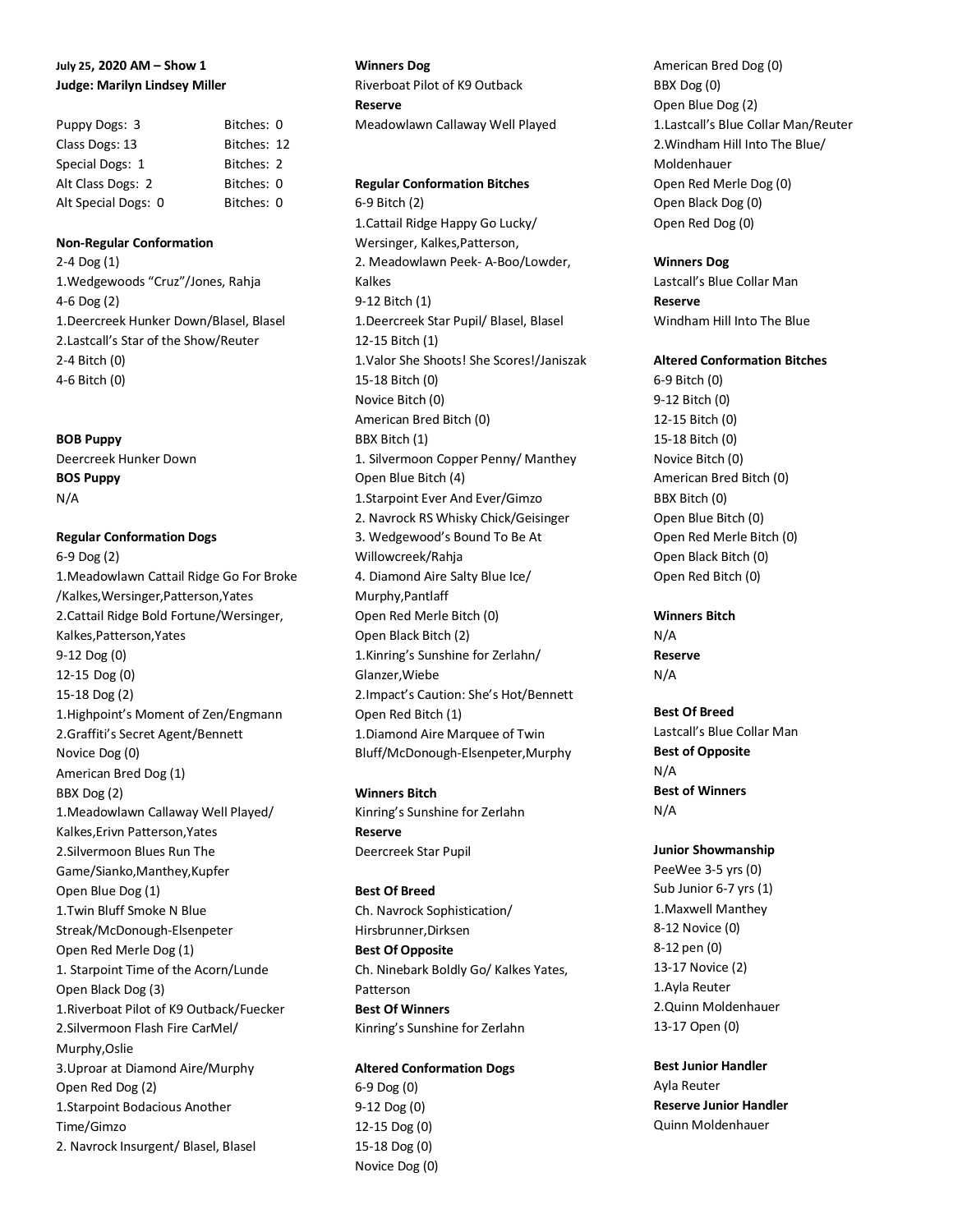**July 25, 2020 AM – Show 1**
**Judge: Marilyn Lindsey Miller**

| | |
|---|---|
| Puppy Dogs: 3 | Bitches: 0 |
| Class Dogs: 13 | Bitches: 12 |
| Special Dogs: 1 | Bitches: 2 |
| Alt Class Dogs: 2 | Bitches: 0 |
| Alt Special Dogs: 0 | Bitches: 0 |

**Non-Regular Conformation**

2-4 Dog (1)
1.Wedgewoods "Cruz"/Jones, Rahja
4-6 Dog (2)
1.Deercreek Hunker Down/Blasel, Blasel
2.Lastcall's Star of the Show/Reuter
2-4 Bitch (0)
4-6 Bitch (0)

**BOB Puppy**
Deercreek Hunker Down
**BOS Puppy**
N/A

**Regular Conformation Dogs**

6-9 Dog (2)
1.Meadowlawn Cattail Ridge Go For Broke /Kalkes,Wersinger,Patterson,Yates
2.Cattail Ridge Bold Fortune/Wersinger, Kalkes,Patterson,Yates
9-12 Dog (0)
12-15 Dog (0)
15-18 Dog (2)
1.Highpoint's Moment of Zen/Engmann
2.Graffiti's Secret Agent/Bennett
Novice Dog (0)
American Bred Dog (1)
BBX Dog (2)
1.Meadowlawn Callaway Well Played/ Kalkes,Erivn Patterson,Yates
2.Silvermoon Blues Run The Game/Sianko,Manthey,Kupfer
Open Blue Dog (1)
1.Twin Bluff Smoke N Blue Streak/McDonough-Elsenpeter
Open Red Merle Dog (1)
1. Starpoint Time of the Acorn/Lunde
Open Black Dog (3)
1.Riverboat Pilot of K9 Outback/Fuecker
2.Silvermoon Flash Fire CarMel/ Murphy,Oslie
3.Uproar at Diamond Aire/Murphy
Open Red Dog (2)
1.Starpoint Bodacious Another Time/Gimzo
2. Navrock Insurgent/ Blasel, Blasel

**Winners Dog**
Riverboat Pilot of K9 Outback
**Reserve**
Meadowlawn Callaway Well Played

**Regular Conformation Bitches**

6-9 Bitch (2)
1.Cattail Ridge Happy Go Lucky/ Wersinger, Kalkes,Patterson,
2. Meadowlawn Peek- A-Boo/Lowder, Kalkes
9-12 Bitch (1)
1.Deercreek Star Pupil/ Blasel, Blasel
12-15 Bitch (1)
1.Valor She Shoots! She Scores!/Janiszak
15-18 Bitch (0)
Novice Bitch (0)
American Bred Bitch (0)
BBX Bitch (1)
1. Silvermoon Copper Penny/ Manthey
Open Blue Bitch (4)
1.Starpoint Ever And Ever/Gimzo
2. Navrock RS Whisky Chick/Geisinger
3. Wedgewood's Bound To Be At Willowcreek/Rahja
4. Diamond Aire Salty Blue Ice/ Murphy,Pantlaff
Open Red Merle Bitch (0)
Open Black Bitch (2)
1.Kinring's Sunshine for Zerlahn/ Glanzer,Wiebe
2.Impact's Caution: She's Hot/Bennett
Open Red Bitch (1)
1.Diamond Aire Marquee of Twin Bluff/McDonough-Elsenpeter,Murphy

**Winners Bitch**
Kinring's Sunshine for Zerlahn
**Reserve**
Deercreek Star Pupil

**Best Of Breed**
Ch. Navrock Sophistication/ Hirsbrunner,Dirksen
**Best Of Opposite**
Ch. Ninebark Boldly Go/ Kalkes Yates, Patterson
**Best Of Winners**
Kinring's Sunshine for Zerlahn

**Altered Conformation Dogs**

6-9 Dog (0)
9-12 Dog (0)
12-15 Dog (0)
15-18 Dog (0)
Novice Dog (0)
American Bred Dog (0)
BBX Dog (0)
Open Blue Dog (2)
1.Lastcall's Blue Collar Man/Reuter
2.Windham Hill Into The Blue/ Moldenhauer
Open Red Merle Dog (0)
Open Black Dog (0)
Open Red Dog (0)

**Winners Dog**
Lastcall's Blue Collar Man
**Reserve**
Windham Hill Into The Blue

**Altered Conformation Bitches**

6-9 Bitch (0)
9-12 Bitch (0)
12-15 Bitch (0)
15-18 Bitch (0)
Novice Bitch (0)
American Bred Bitch (0)
BBX Bitch (0)
Open Blue Bitch (0)
Open Red Merle Bitch (0)
Open Black Bitch (0)
Open Red Bitch (0)

**Winners Bitch**
N/A
**Reserve**
N/A

**Best Of Breed**
Lastcall's Blue Collar Man
**Best of Opposite**
N/A
**Best of Winners**
N/A

**Junior Showmanship**

PeeWee 3-5 yrs (0)
Sub Junior 6-7 yrs (1)
1.Maxwell Manthey
8-12 Novice (0)
8-12 pen (0)
13-17 Novice (2)
1.Ayla Reuter
2.Quinn Moldenhauer
13-17 Open (0)

**Best Junior Handler**
Ayla Reuter
**Reserve Junior Handler**
Quinn Moldenhauer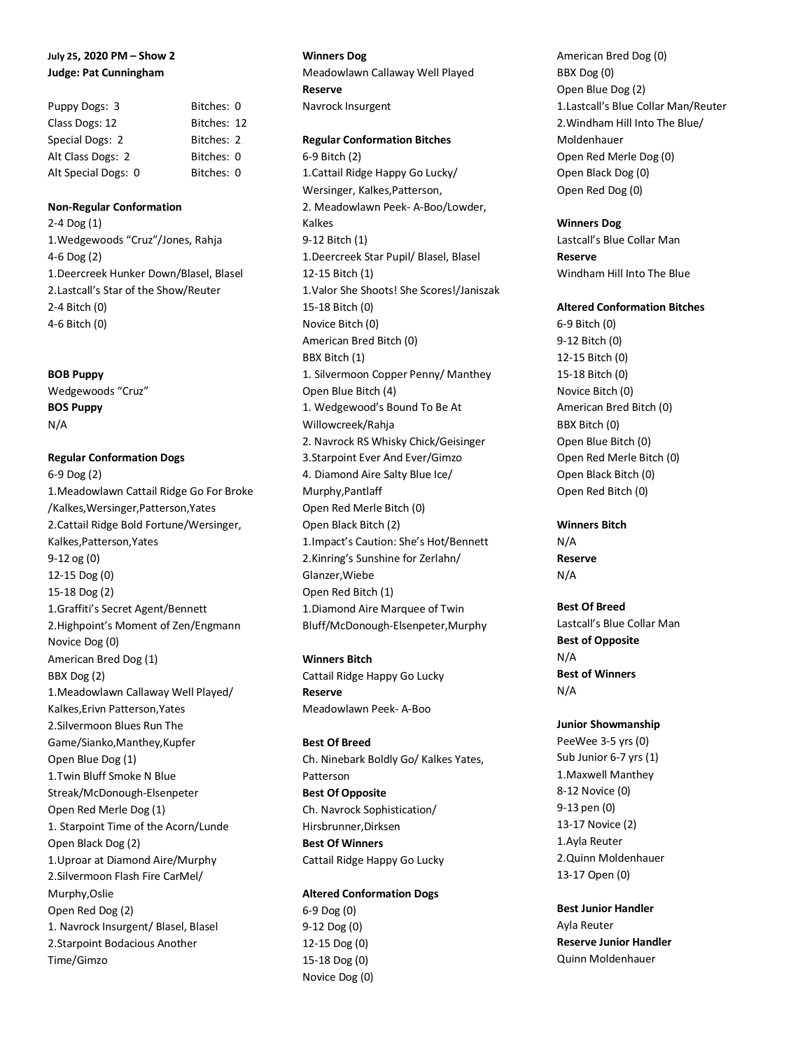**July 25, 2020 PM – Show 2**
**Judge: Pat Cunningham**

| | |
|---|---|
| Puppy Dogs: 3 | Bitches: 0 |
| Class Dogs: 12 | Bitches: 12 |
| Special Dogs: 2 | Bitches: 2 |
| Alt Class Dogs: 2 | Bitches: 0 |
| Alt Special Dogs: 0 | Bitches: 0 |

**Non-Regular Conformation**

2-4 Dog (1)
1.Wedgewoods "Cruz"/Jones, Rahja
4-6 Dog (2)
1.Deercreek Hunker Down/Blasel, Blasel
2.Lastcall's Star of the Show/Reuter
2-4 Bitch (0)
4-6 Bitch (0)

**BOB Puppy**
Wedgewoods "Cruz"
**BOS Puppy**
N/A

**Regular Conformation Dogs**

6-9 Dog (2)
1.Meadowlawn Cattail Ridge Go For Broke /Kalkes,Wersinger,Patterson,Yates
2.Cattail Ridge Bold Fortune/Wersinger, Kalkes,Patterson,Yates
9-12 og (0)
12-15 Dog (0)
15-18 Dog (2)
1.Graffiti's Secret Agent/Bennett
2.Highpoint's Moment of Zen/Engmann
Novice Dog (0)
American Bred Dog (1)
BBX Dog (2)
1.Meadowlawn Callaway Well Played/ Kalkes,Erivn Patterson,Yates
2.Silvermoon Blues Run The Game/Sianko,Manthey,Kupfer
Open Blue Dog (1)
1.Twin Bluff Smoke N Blue Streak/McDonough-Elsenpeter
Open Red Merle Dog (1)
1. Starpoint Time of the Acorn/Lunde
Open Black Dog (2)
1.Uproar at Diamond Aire/Murphy
2.Silvermoon Flash Fire CarMel/ Murphy,Oslie
Open Red Dog (2)
1. Navrock Insurgent/ Blasel, Blasel
2.Starpoint Bodacious Another Time/Gimzo

**Winners Dog**
Meadowlawn Callaway Well Played
**Reserve**
Navrock Insurgent

**Regular Conformation Bitches**

6-9 Bitch (2)
1.Cattail Ridge Happy Go Lucky/ Wersinger, Kalkes,Patterson,
2. Meadowlawn Peek- A-Boo/Lowder, Kalkes
9-12 Bitch (1)
1.Deercreek Star Pupil/ Blasel, Blasel
12-15 Bitch (1)
1.Valor She Shoots! She Scores!/Janiszak
15-18 Bitch (0)
Novice Bitch (0)
American Bred Bitch (0)
BBX Bitch (1)
1. Silvermoon Copper Penny/ Manthey
Open Blue Bitch (4)
1. Wedgewood's Bound To Be At Willowcreek/Rahja
2. Navrock RS Whisky Chick/Geisinger
3.Starpoint Ever And Ever/Gimzo
4. Diamond Aire Salty Blue Ice/ Murphy,Pantlaff
Open Red Merle Bitch (0)
Open Black Bitch (2)
1.Impact's Caution: She's Hot/Bennett
2.Kinring's Sunshine for Zerlahn/ Glanzer,Wiebe
Open Red Bitch (1)
1.Diamond Aire Marquee of Twin Bluff/McDonough-Elsenpeter,Murphy

**Winners Bitch**
Cattail Ridge Happy Go Lucky
**Reserve**
Meadowlawn Peek- A-Boo

**Best Of Breed**
Ch. Ninebark Boldly Go/ Kalkes Yates, Patterson
**Best Of Opposite**
Ch. Navrock Sophistication/ Hirsbrunner,Dirksen
**Best Of Winners**
Cattail Ridge Happy Go Lucky

**Altered Conformation Dogs**

6-9 Dog (0)
9-12 Dog (0)
12-15 Dog (0)
15-18 Dog (0)
Novice Dog (0)
American Bred Dog (0)
BBX Dog (0)
Open Blue Dog (2)
1.Lastcall's Blue Collar Man/Reuter
2.Windham Hill Into The Blue/ Moldenhauer
Open Red Merle Dog (0)
Open Black Dog (0)
Open Red Dog (0)

**Winners Dog**
Lastcall's Blue Collar Man
**Reserve**
Windham Hill Into The Blue

**Altered Conformation Bitches**

6-9 Bitch (0)
9-12 Bitch (0)
12-15 Bitch (0)
15-18 Bitch (0)
Novice Bitch (0)
American Bred Bitch (0)
BBX Bitch (0)
Open Blue Bitch (0)
Open Red Merle Bitch (0)
Open Black Bitch (0)
Open Red Bitch (0)

**Winners Bitch**
N/A
**Reserve**
N/A

**Best Of Breed**
Lastcall's Blue Collar Man
**Best of Opposite**
N/A
**Best of Winners**
N/A

**Junior Showmanship**

PeeWee 3-5 yrs (0)
Sub Junior 6-7 yrs (1)
1.Maxwell Manthey
8-12 Novice (0)
9-13 pen (0)
13-17 Novice (2)
1.Ayla Reuter
2.Quinn Moldenhauer
13-17 Open (0)

**Best Junior Handler**
Ayla Reuter
**Reserve Junior Handler**
Quinn Moldenhauer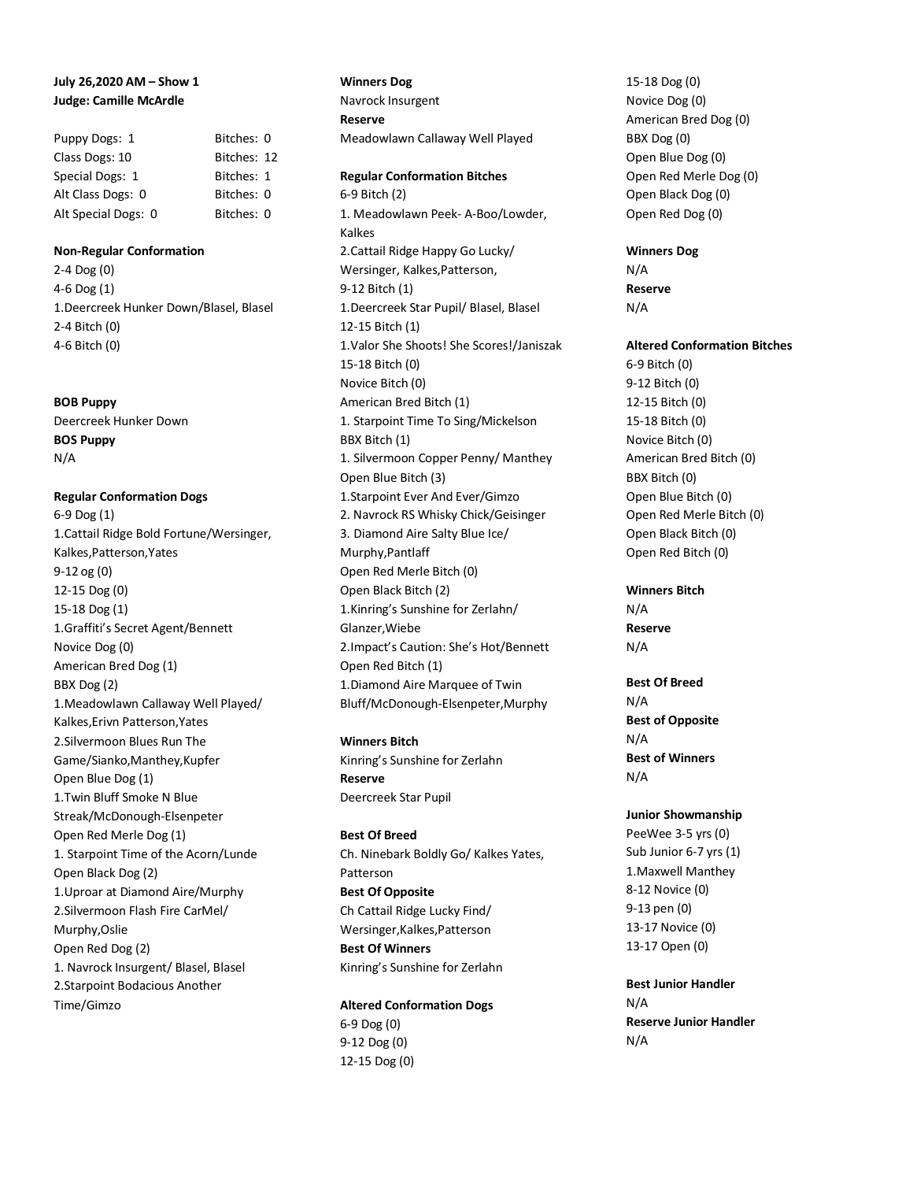**July 26,2020 AM – Show 1**
**Judge: Camille McArdle**

| | |
|---|---|
| Puppy Dogs: 1 | Bitches: 0 |
| Class Dogs: 10 | Bitches: 12 |
| Special Dogs: 1 | Bitches: 1 |
| Alt Class Dogs: 0 | Bitches: 0 |
| Alt Special Dogs: 0 | Bitches: 0 |

**Non-Regular Conformation**
2-4 Dog (0)
4-6 Dog (1)
1.Deercreek Hunker Down/Blasel, Blasel
2-4 Bitch (0)
4-6 Bitch (0)

**BOB Puppy**
Deercreek Hunker Down
**BOS Puppy**
N/A

**Regular Conformation Dogs**
6-9 Dog (1)
1.Cattail Ridge Bold Fortune/Wersinger, Kalkes,Patterson,Yates
9-12 og (0)
12-15 Dog (0)
15-18 Dog (1)
1.Graffiti's Secret Agent/Bennett
Novice Dog (0)
American Bred Dog (1)
BBX Dog (2)
1.Meadowlawn Callaway Well Played/ Kalkes,Erivn Patterson,Yates
2.Silvermoon Blues Run The Game/Sianko,Manthey,Kupfer
Open Blue Dog (1)
1.Twin Bluff Smoke N Blue Streak/McDonough-Elsenpeter
Open Red Merle Dog (1)
1. Starpoint Time of the Acorn/Lunde
Open Black Dog (2)
1.Uproar at Diamond Aire/Murphy
2.Silvermoon Flash Fire CarMel/ Murphy,Oslie
Open Red Dog (2)
1. Navrock Insurgent/ Blasel, Blasel
2.Starpoint Bodacious Another Time/Gimzo

**Winners Dog**
Navrock Insurgent
**Reserve**
Meadowlawn Callaway Well Played

**Regular Conformation Bitches**
6-9 Bitch (2)
1. Meadowlawn Peek- A-Boo/Lowder, Kalkes
2.Cattail Ridge Happy Go Lucky/ Wersinger, Kalkes,Patterson,
9-12 Bitch (1)
1.Deercreek Star Pupil/ Blasel, Blasel
12-15 Bitch (1)
1.Valor She Shoots! She Scores!/Janiszak
15-18 Bitch (0)
Novice Bitch (0)
American Bred Bitch (1)
1. Starpoint Time To Sing/Mickelson
BBX Bitch (1)
1. Silvermoon Copper Penny/ Manthey
Open Blue Bitch (3)
1.Starpoint Ever And Ever/Gimzo
2. Navrock RS Whisky Chick/Geisinger
3. Diamond Aire Salty Blue Ice/ Murphy,Pantlaff
Open Red Merle Bitch (0)
Open Black Bitch (2)
1.Kinring's Sunshine for Zerlahn/ Glanzer,Wiebe
2.Impact's Caution: She's Hot/Bennett
Open Red Bitch (1)
1.Diamond Aire Marquee of Twin Bluff/McDonough-Elsenpeter,Murphy

**Winners Bitch**
Kinring's Sunshine for Zerlahn
**Reserve**
Deercreek Star Pupil

**Best Of Breed**
Ch. Ninebark Boldly Go/ Kalkes Yates, Patterson
**Best Of Opposite**
Ch Cattail Ridge Lucky Find/ Wersinger,Kalkes,Patterson
**Best Of Winners**
Kinring's Sunshine for Zerlahn

**Altered Conformation Dogs**
6-9 Dog (0)
9-12 Dog (0)
12-15 Dog (0)
15-18 Dog (0)
Novice Dog (0)
American Bred Dog (0)
BBX Dog (0)
Open Blue Dog (0)
Open Red Merle Dog (0)
Open Black Dog (0)
Open Red Dog (0)

**Winners Dog**
N/A
**Reserve**
N/A

**Altered Conformation Bitches**
6-9 Bitch (0)
9-12 Bitch (0)
12-15 Bitch (0)
15-18 Bitch (0)
Novice Bitch (0)
American Bred Bitch (0)
BBX Bitch (0)
Open Blue Bitch (0)
Open Red Merle Bitch (0)
Open Black Bitch (0)
Open Red Bitch (0)

**Winners Bitch**
N/A
**Reserve**
N/A

**Best Of Breed**
N/A
**Best of Opposite**
N/A
**Best of Winners**
N/A

**Junior Showmanship**
PeeWee 3-5 yrs (0)
Sub Junior 6-7 yrs (1)
1.Maxwell Manthey
8-12 Novice (0)
9-13 pen (0)
13-17 Novice (0)
13-17 Open (0)

**Best Junior Handler**
N/A
**Reserve Junior Handler**
N/A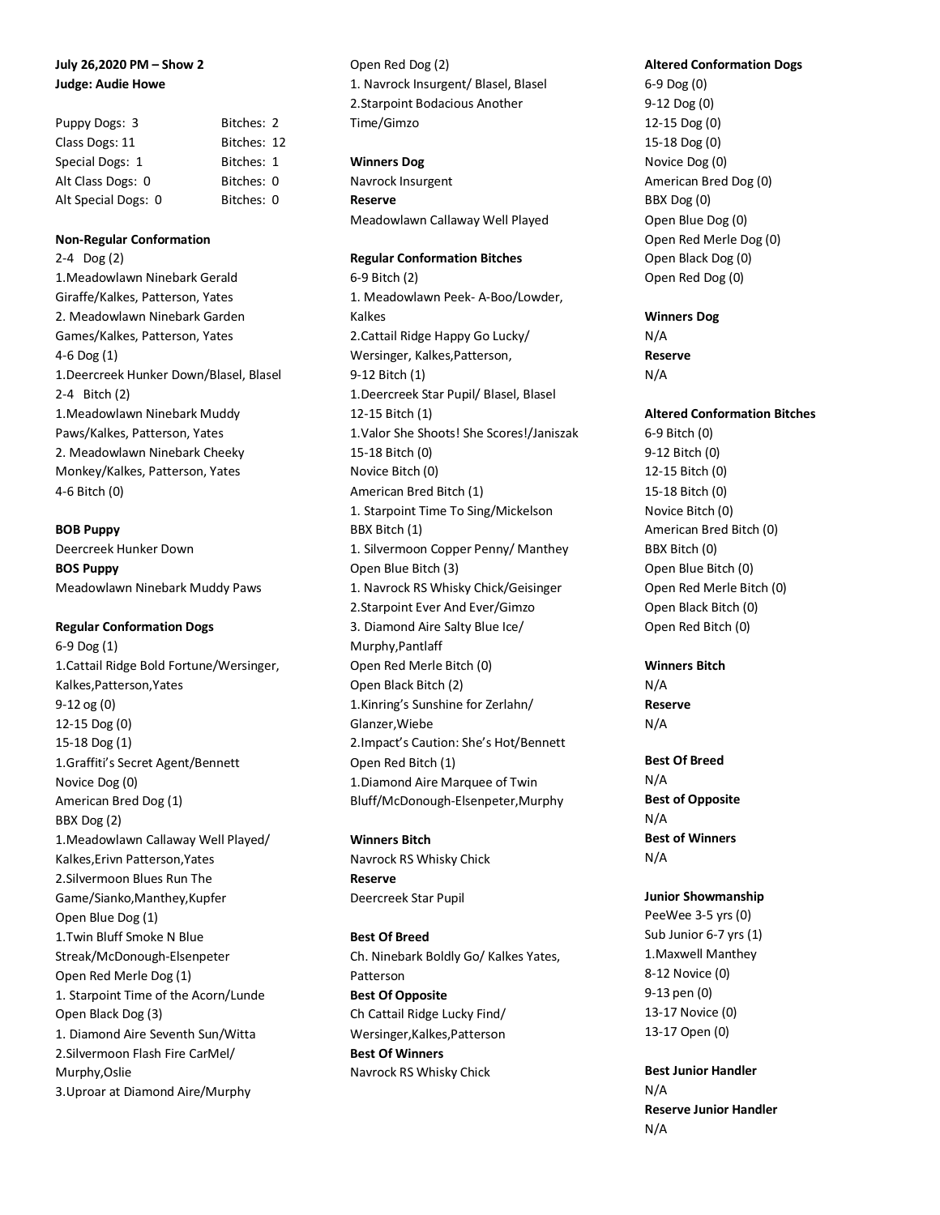**July 26,2020 PM – Show 2**
**Judge: Audie Howe**

| | |
|---|---|
| Puppy Dogs: 3 | Bitches: 2 |
| Class Dogs: 11 | Bitches: 12 |
| Special Dogs: 1 | Bitches: 1 |
| Alt Class Dogs: 0 | Bitches: 0 |
| Alt Special Dogs: 0 | Bitches: 0 |

**Non-Regular Conformation**

2-4 Dog (2)
1.Meadowlawn Ninebark Gerald Giraffe/Kalkes, Patterson, Yates
2. Meadowlawn Ninebark Garden Games/Kalkes, Patterson, Yates
4-6 Dog (1)
1.Deercreek Hunker Down/Blasel, Blasel
2-4 Bitch (2)
1.Meadowlawn Ninebark Muddy Paws/Kalkes, Patterson, Yates
2. Meadowlawn Ninebark Cheeky Monkey/Kalkes, Patterson, Yates
4-6 Bitch (0)

**BOB Puppy**
Deercreek Hunker Down
**BOS Puppy**
Meadowlawn Ninebark Muddy Paws

**Regular Conformation Dogs**

6-9 Dog (1)
1.Cattail Ridge Bold Fortune/Wersinger, Kalkes,Patterson,Yates
9-12 og (0)
12-15 Dog (0)
15-18 Dog (1)
1.Graffiti's Secret Agent/Bennett
Novice Dog (0)
American Bred Dog (1)
BBX Dog (2)
1.Meadowlawn Callaway Well Played/ Kalkes,Erivn Patterson,Yates
2.Silvermoon Blues Run The Game/Sianko,Manthey,Kupfer
Open Blue Dog (1)
1.Twin Bluff Smoke N Blue Streak/McDonough-Elsenpeter
Open Red Merle Dog (1)
1. Starpoint Time of the Acorn/Lunde
Open Black Dog (3)
1. Diamond Aire Seventh Sun/Witta
2.Silvermoon Flash Fire CarMel/ Murphy,Oslie
3.Uproar at Diamond Aire/Murphy
Open Red Dog (2)
1. Navrock Insurgent/ Blasel, Blasel
2.Starpoint Bodacious Another Time/Gimzo

**Winners Dog**
Navrock Insurgent
**Reserve**
Meadowlawn Callaway Well Played

**Regular Conformation Bitches**

6-9 Bitch (2)
1. Meadowlawn Peek- A-Boo/Lowder, Kalkes
2.Cattail Ridge Happy Go Lucky/ Wersinger, Kalkes,Patterson,
9-12 Bitch (1)
1.Deercreek Star Pupil/ Blasel, Blasel
12-15 Bitch (1)
1.Valor She Shoots! She Scores!/Janiszak
15-18 Bitch (0)
Novice Bitch (0)
American Bred Bitch (1)
1. Starpoint Time To Sing/Mickelson
BBX Bitch (1)
1. Silvermoon Copper Penny/ Manthey
Open Blue Bitch (3)
1. Navrock RS Whisky Chick/Geisinger
2.Starpoint Ever And Ever/Gimzo
3. Diamond Aire Salty Blue Ice/ Murphy,Pantlaff
Open Red Merle Bitch (0)
Open Black Bitch (2)
1.Kinring's Sunshine for Zerlahn/ Glanzer,Wiebe
2.Impact's Caution: She's Hot/Bennett
Open Red Bitch (1)
1.Diamond Aire Marquee of Twin Bluff/McDonough-Elsenpeter,Murphy

**Winners Bitch**
Navrock RS Whisky Chick
**Reserve**
Deercreek Star Pupil

**Best Of Breed**
Ch. Ninebark Boldly Go/ Kalkes Yates, Patterson
**Best Of Opposite**
Ch Cattail Ridge Lucky Find/ Wersinger,Kalkes,Patterson
**Best Of Winners**
Navrock RS Whisky Chick

**Altered Conformation Dogs**

6-9 Dog (0)
9-12 Dog (0)
12-15 Dog (0)
15-18 Dog (0)
Novice Dog (0)
American Bred Dog (0)
BBX Dog (0)
Open Blue Dog (0)
Open Red Merle Dog (0)
Open Black Dog (0)
Open Red Dog (0)

**Winners Dog**
N/A
**Reserve**
N/A

**Altered Conformation Bitches**

6-9 Bitch (0)
9-12 Bitch (0)
12-15 Bitch (0)
15-18 Bitch (0)
Novice Bitch (0)
American Bred Bitch (0)
BBX Bitch (0)
Open Blue Bitch (0)
Open Red Merle Bitch (0)
Open Black Bitch (0)
Open Red Bitch (0)

**Winners Bitch**
N/A
**Reserve**
N/A

**Best Of Breed**
N/A
**Best of Opposite**
N/A
**Best of Winners**
N/A

**Junior Showmanship**

PeeWee 3-5 yrs (0)
Sub Junior 6-7 yrs (1)
1.Maxwell Manthey
8-12 Novice (0)
9-13 pen (0)
13-17 Novice (0)
13-17 Open (0)

**Best Junior Handler**
N/A
**Reserve Junior Handler**
N/A